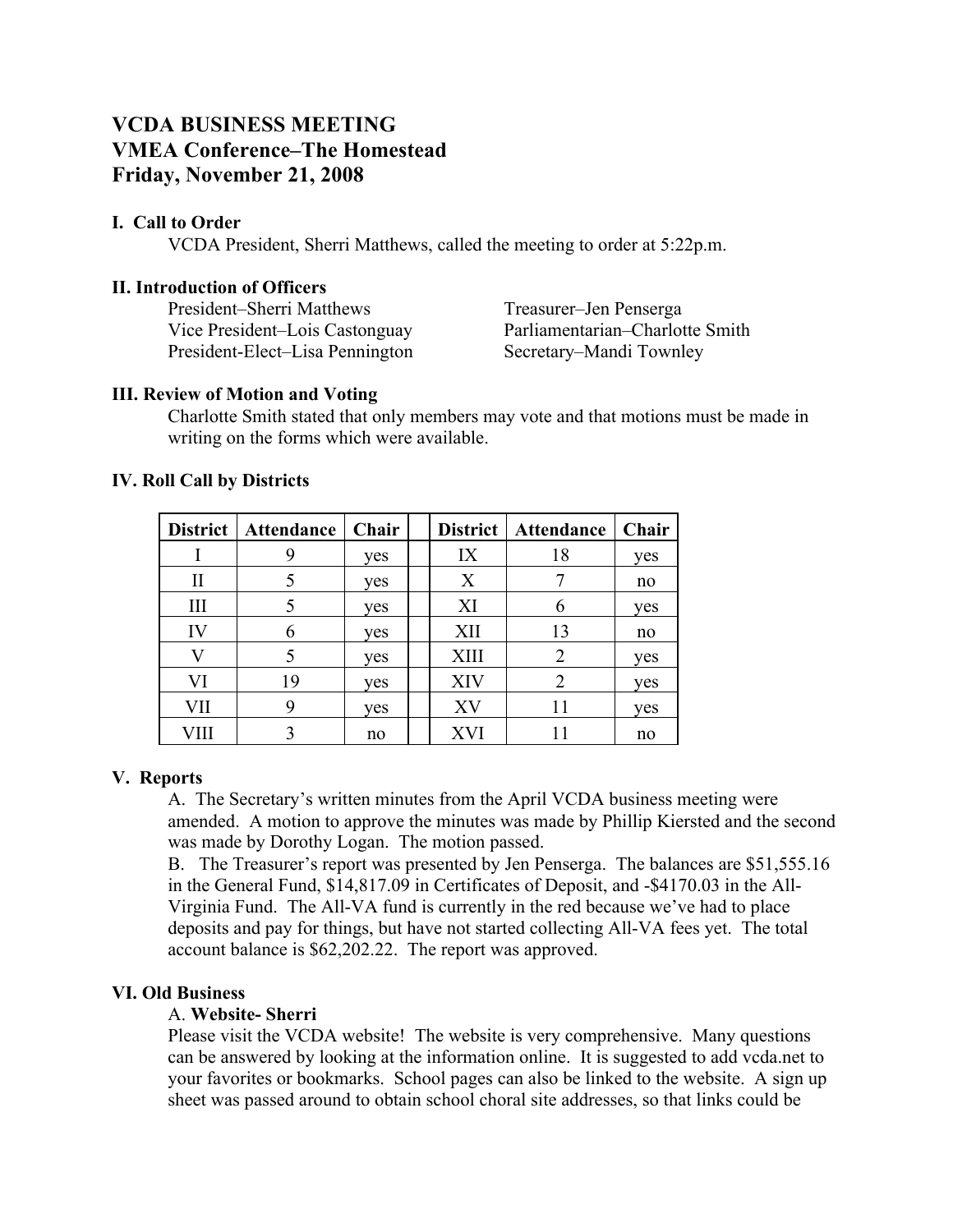# VCDA BUSINESS MEETING
# VMEA Conference–The Homestead
# Friday, November 21, 2008

### I. Call to Order

VCDA President, Sherri Matthews, called the meeting to order at 5:22p.m.

### II. Introduction of Officers

President–Sherri Matthews
Vice President–Lois Castonguay
President-Elect–Lisa Pennington
Treasurer–Jen Penserga
Parliamentarian–Charlotte Smith
Secretary–Mandi Townley

### III. Review of Motion and Voting

Charlotte Smith stated that only members may vote and that motions must be made in writing on the forms which were available.

### IV. Roll Call by Districts

| District | Attendance | Chair | | District | Attendance | Chair |
|---|---|---|---|---|---|---|
| I | 9 | yes | | IX | 18 | yes |
| II | 5 | yes | | X | 7 | no |
| III | 5 | yes | | XI | 6 | yes |
| IV | 6 | yes | | XII | 13 | no |
| V | 5 | yes | | XIII | 2 | yes |
| VI | 19 | yes | | XIV | 2 | yes |
| VII | 9 | yes | | XV | 11 | yes |
| VIII | 3 | no | | XVI | 11 | no |

### V. Reports

A. The Secretary's written minutes from the April VCDA business meeting were amended. A motion to approve the minutes was made by Phillip Kiersted and the second was made by Dorothy Logan. The motion passed.

B. The Treasurer's report was presented by Jen Penserga. The balances are $51,555.16 in the General Fund, $14,817.09 in Certificates of Deposit, and -$4170.03 in the All-Virginia Fund. The All-VA fund is currently in the red because we've had to place deposits and pay for things, but have not started collecting All-VA fees yet. The total account balance is $62,202.22. The report was approved.

### VI. Old Business

A. **Website- Sherri**

Please visit the VCDA website! The website is very comprehensive. Many questions can be answered by looking at the information online. It is suggested to add vcda.net to your favorites or bookmarks. School pages can also be linked to the website. A sign up sheet was passed around to obtain school choral site addresses, so that links could be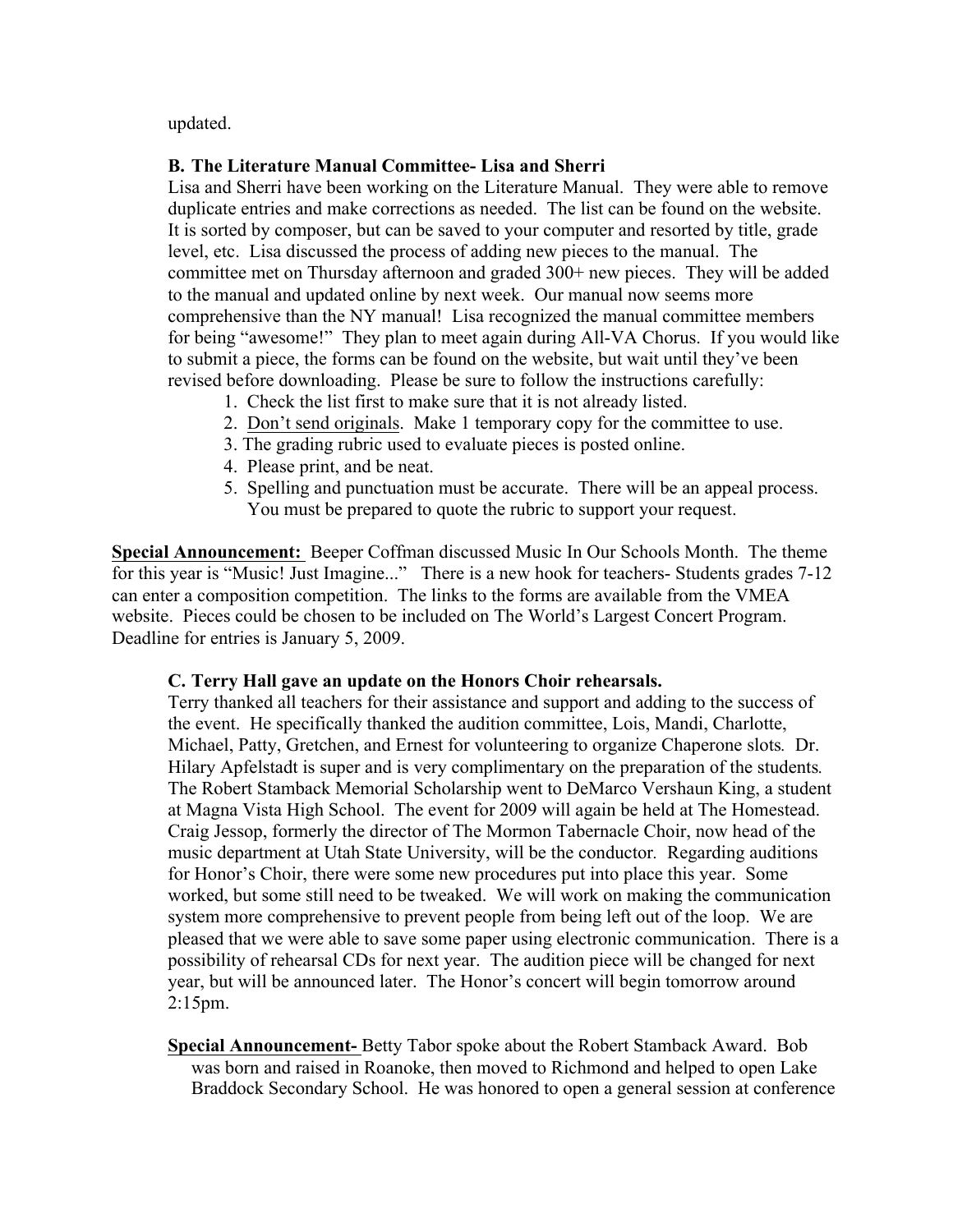updated.

**B. The Literature Manual Committee- Lisa and Sherri**

Lisa and Sherri have been working on the Literature Manual. They were able to remove duplicate entries and make corrections as needed. The list can be found on the website. It is sorted by composer, but can be saved to your computer and resorted by title, grade level, etc. Lisa discussed the process of adding new pieces to the manual. The committee met on Thursday afternoon and graded 300+ new pieces. They will be added to the manual and updated online by next week. Our manual now seems more comprehensive than the NY manual! Lisa recognized the manual committee members for being "awesome!" They plan to meet again during All-VA Chorus. If you would like to submit a piece, the forms can be found on the website, but wait until they've been revised before downloading. Please be sure to follow the instructions carefully:

1. Check the list first to make sure that it is not already listed.
2. <u>Don't send originals</u>. Make 1 temporary copy for the committee to use.
3. The grading rubric used to evaluate pieces is posted online.
4. Please print, and be neat.
5. Spelling and punctuation must be accurate. There will be an appeal process. You must be prepared to quote the rubric to support your request.

**<u>Special Announcement:</u>** Beeper Coffman discussed Music In Our Schools Month. The theme for this year is "Music! Just Imagine..." There is a new hook for teachers- Students grades 7-12 can enter a composition competition. The links to the forms are available from the VMEA website. Pieces could be chosen to be included on The World's Largest Concert Program. Deadline for entries is January 5, 2009.

**C. Terry Hall gave an update on the Honors Choir rehearsals.**

Terry thanked all teachers for their assistance and support and adding to the success of the event. He specifically thanked the audition committee, Lois, Mandi, Charlotte, Michael, Patty, Gretchen, and Ernest for volunteering to organize Chaperone slots. Dr. Hilary Apfelstadt is super and is very complimentary on the preparation of the students. The Robert Stamback Memorial Scholarship went to DeMarco Vershaun King, a student at Magna Vista High School. The event for 2009 will again be held at The Homestead. Craig Jessop, formerly the director of The Mormon Tabernacle Choir, now head of the music department at Utah State University, will be the conductor. Regarding auditions for Honor's Choir, there were some new procedures put into place this year. Some worked, but some still need to be tweaked. We will work on making the communication system more comprehensive to prevent people from being left out of the loop. We are pleased that we were able to save some paper using electronic communication. There is a possibility of rehearsal CDs for next year. The audition piece will be changed for next year, but will be announced later. The Honor's concert will begin tomorrow around 2:15pm.

**<u>Special Announcement-</u>** Betty Tabor spoke about the Robert Stamback Award. Bob was born and raised in Roanoke, then moved to Richmond and helped to open Lake Braddock Secondary School. He was honored to open a general session at conference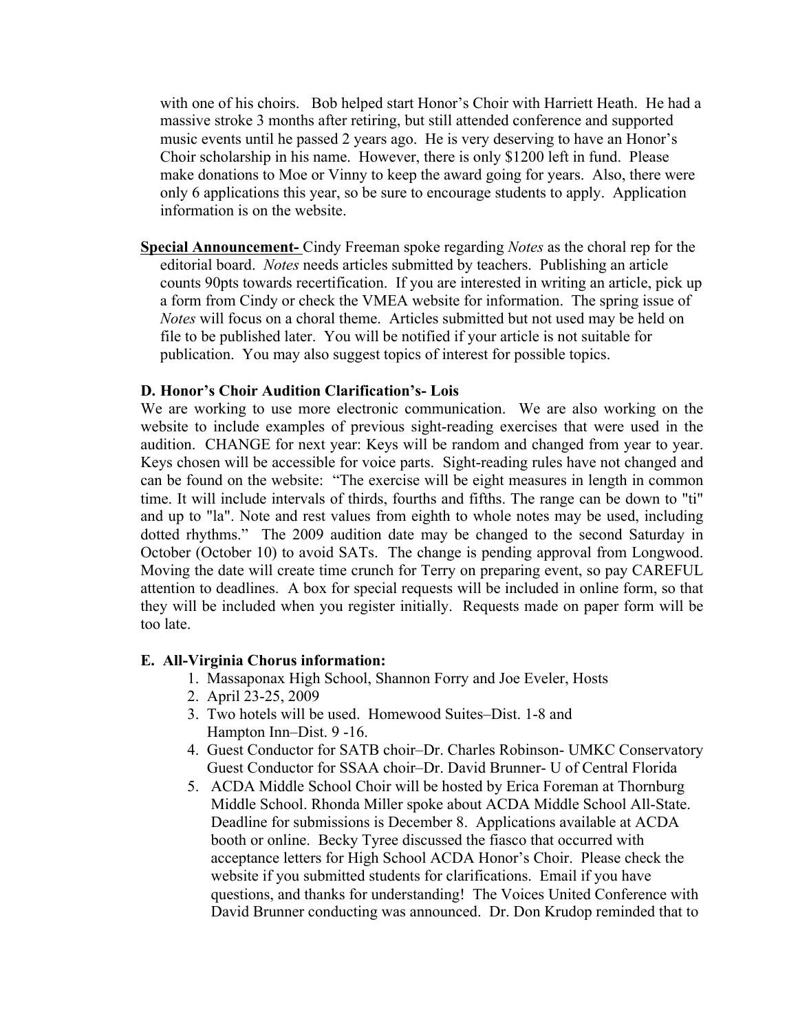with one of his choirs. Bob helped start Honor's Choir with Harriett Heath. He had a massive stroke 3 months after retiring, but still attended conference and supported music events until he passed 2 years ago. He is very deserving to have an Honor's Choir scholarship in his name. However, there is only $1200 left in fund. Please make donations to Moe or Vinny to keep the award going for years. Also, there were only 6 applications this year, so be sure to encourage students to apply. Application information is on the website.

**Special Announcement-** Cindy Freeman spoke regarding *Notes* as the choral rep for the editorial board. *Notes* needs articles submitted by teachers. Publishing an article counts 90pts towards recertification. If you are interested in writing an article, pick up a form from Cindy or check the VMEA website for information. The spring issue of *Notes* will focus on a choral theme. Articles submitted but not used may be held on file to be published later. You will be notified if your article is not suitable for publication. You may also suggest topics of interest for possible topics.

**D. Honor's Choir Audition Clarification's- Lois**

We are working to use more electronic communication. We are also working on the website to include examples of previous sight-reading exercises that were used in the audition. CHANGE for next year: Keys will be random and changed from year to year. Keys chosen will be accessible for voice parts. Sight-reading rules have not changed and can be found on the website: "The exercise will be eight measures in length in common time. It will include intervals of thirds, fourths and fifths. The range can be down to "ti" and up to "la". Note and rest values from eighth to whole notes may be used, including dotted rhythms." The 2009 audition date may be changed to the second Saturday in October (October 10) to avoid SATs. The change is pending approval from Longwood. Moving the date will create time crunch for Terry on preparing event, so pay CAREFUL attention to deadlines. A box for special requests will be included in online form, so that they will be included when you register initially. Requests made on paper form will be too late.

**E. All-Virginia Chorus information:**

1. Massaponax High School, Shannon Forry and Joe Eveler, Hosts
2. April 23-25, 2009
3. Two hotels will be used. Homewood Suites–Dist. 1-8 and Hampton Inn–Dist. 9 -16.
4. Guest Conductor for SATB choir–Dr. Charles Robinson- UMKC Conservatory Guest Conductor for SSAA choir–Dr. David Brunner- U of Central Florida
5. ACDA Middle School Choir will be hosted by Erica Foreman at Thornburg Middle School. Rhonda Miller spoke about ACDA Middle School All-State. Deadline for submissions is December 8. Applications available at ACDA booth or online. Becky Tyree discussed the fiasco that occurred with acceptance letters for High School ACDA Honor's Choir. Please check the website if you submitted students for clarifications. Email if you have questions, and thanks for understanding! The Voices United Conference with David Brunner conducting was announced. Dr. Don Krudop reminded that to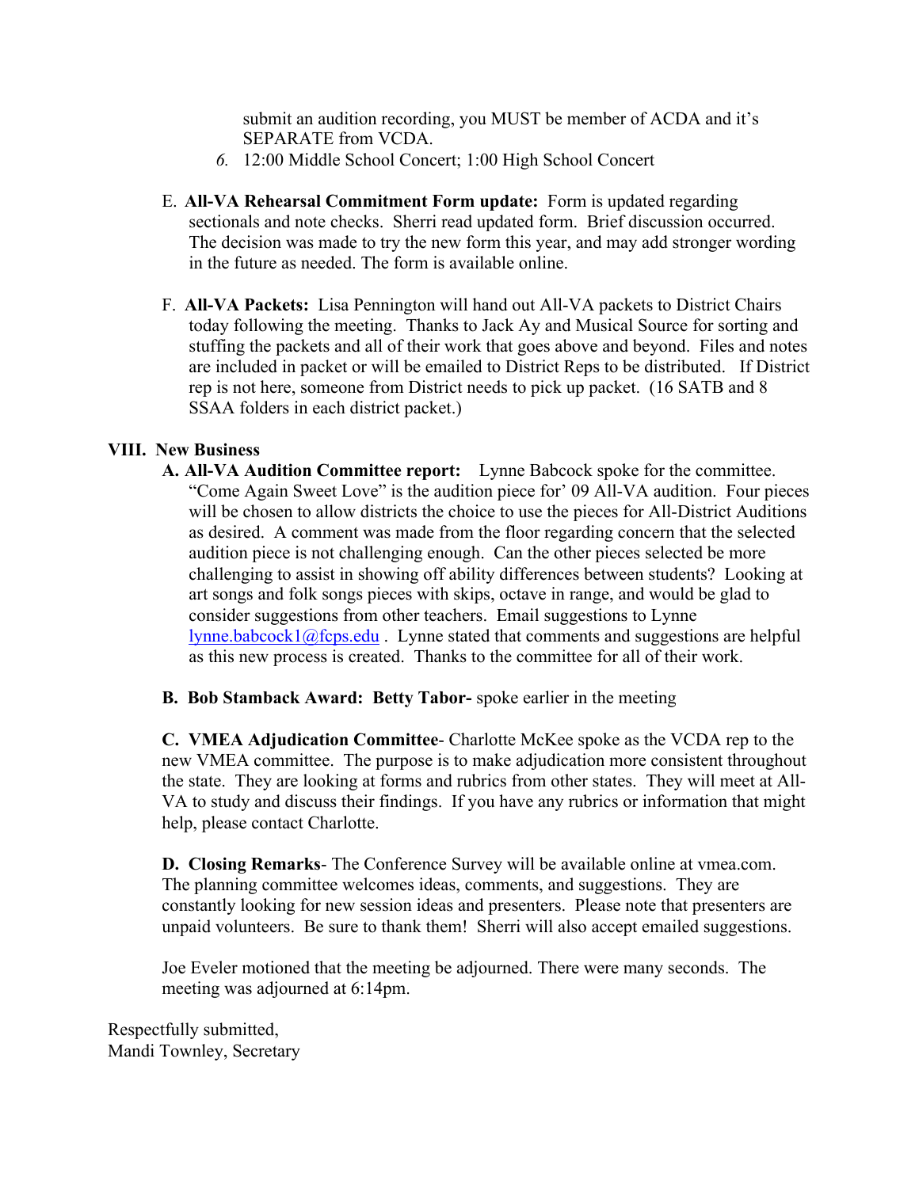submit an audition recording, you MUST be member of ACDA and it's SEPARATE from VCDA.

6. 12:00 Middle School Concert; 1:00 High School Concert

E. **All-VA Rehearsal Commitment Form update:** Form is updated regarding sectionals and note checks. Sherri read updated form. Brief discussion occurred. The decision was made to try the new form this year, and may add stronger wording in the future as needed. The form is available online.

F. **All-VA Packets:** Lisa Pennington will hand out All-VA packets to District Chairs today following the meeting. Thanks to Jack Ay and Musical Source for sorting and stuffing the packets and all of their work that goes above and beyond. Files and notes are included in packet or will be emailed to District Reps to be distributed. If District rep is not here, someone from District needs to pick up packet. (16 SATB and 8 SSAA folders in each district packet.)

**VIII. New Business**

**A. All-VA Audition Committee report:** Lynne Babcock spoke for the committee. "Come Again Sweet Love" is the audition piece for' 09 All-VA audition. Four pieces will be chosen to allow districts the choice to use the pieces for All-District Auditions as desired. A comment was made from the floor regarding concern that the selected audition piece is not challenging enough. Can the other pieces selected be more challenging to assist in showing off ability differences between students? Looking at art songs and folk songs pieces with skips, octave in range, and would be glad to consider suggestions from other teachers. Email suggestions to Lynne lynne.babcock1@fcps.edu . Lynne stated that comments and suggestions are helpful as this new process is created. Thanks to the committee for all of their work.

**B. Bob Stamback Award: Betty Tabor-** spoke earlier in the meeting

**C. VMEA Adjudication Committee**- Charlotte McKee spoke as the VCDA rep to the new VMEA committee. The purpose is to make adjudication more consistent throughout the state. They are looking at forms and rubrics from other states. They will meet at All-VA to study and discuss their findings. If you have any rubrics or information that might help, please contact Charlotte.

**D. Closing Remarks**- The Conference Survey will be available online at vmea.com. The planning committee welcomes ideas, comments, and suggestions. They are constantly looking for new session ideas and presenters. Please note that presenters are unpaid volunteers. Be sure to thank them! Sherri will also accept emailed suggestions.

Joe Eveler motioned that the meeting be adjourned. There were many seconds. The meeting was adjourned at 6:14pm.

Respectfully submitted,
Mandi Townley, Secretary